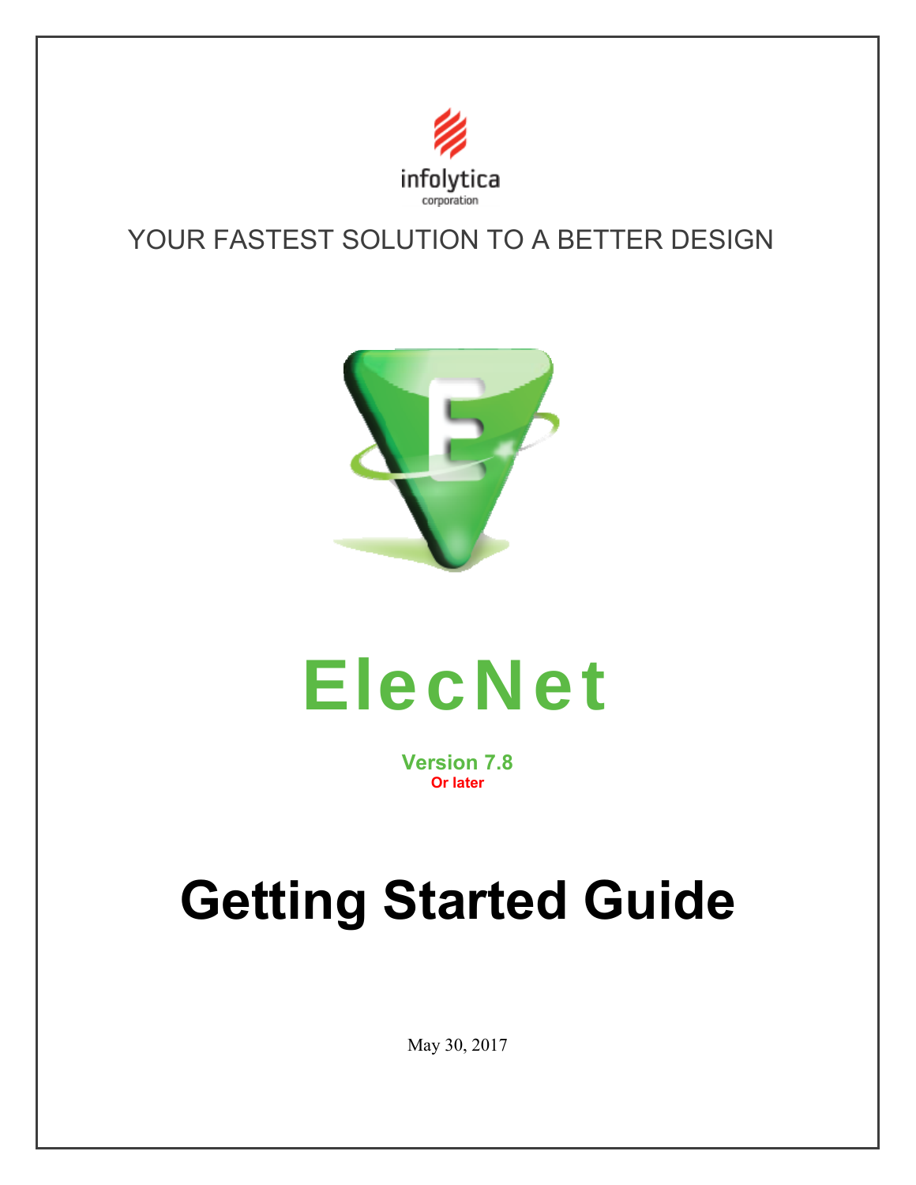infolytica
corporation

YOUR FASTEST SOLUTION TO A BETTER DESIGN

# ElecNet

**Version 7.8**
**Or later**

# Getting Started Guide

May 30, 2017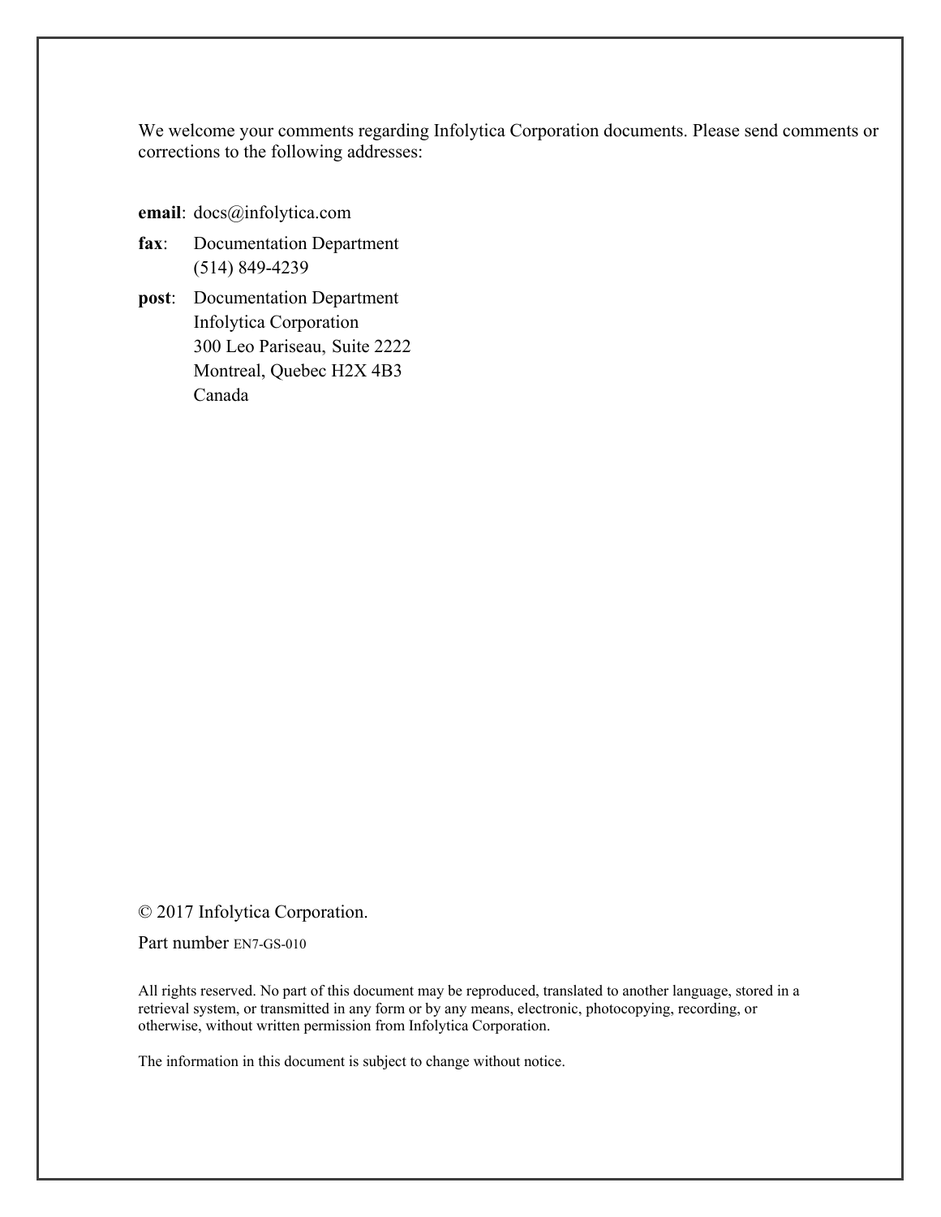We welcome your comments regarding Infolytica Corporation documents. Please send comments or corrections to the following addresses:

**email**: docs@infolytica.com

**fax**: Documentation Department
(514) 849-4239

**post**: Documentation Department
Infolytica Corporation
300 Leo Pariseau, Suite 2222
Montreal, Quebec H2X 4B3
Canada

© 2017 Infolytica Corporation.

Part number EN7-GS-010

All rights reserved. No part of this document may be reproduced, translated to another language, stored in a retrieval system, or transmitted in any form or by any means, electronic, photocopying, recording, or otherwise, without written permission from Infolytica Corporation.

The information in this document is subject to change without notice.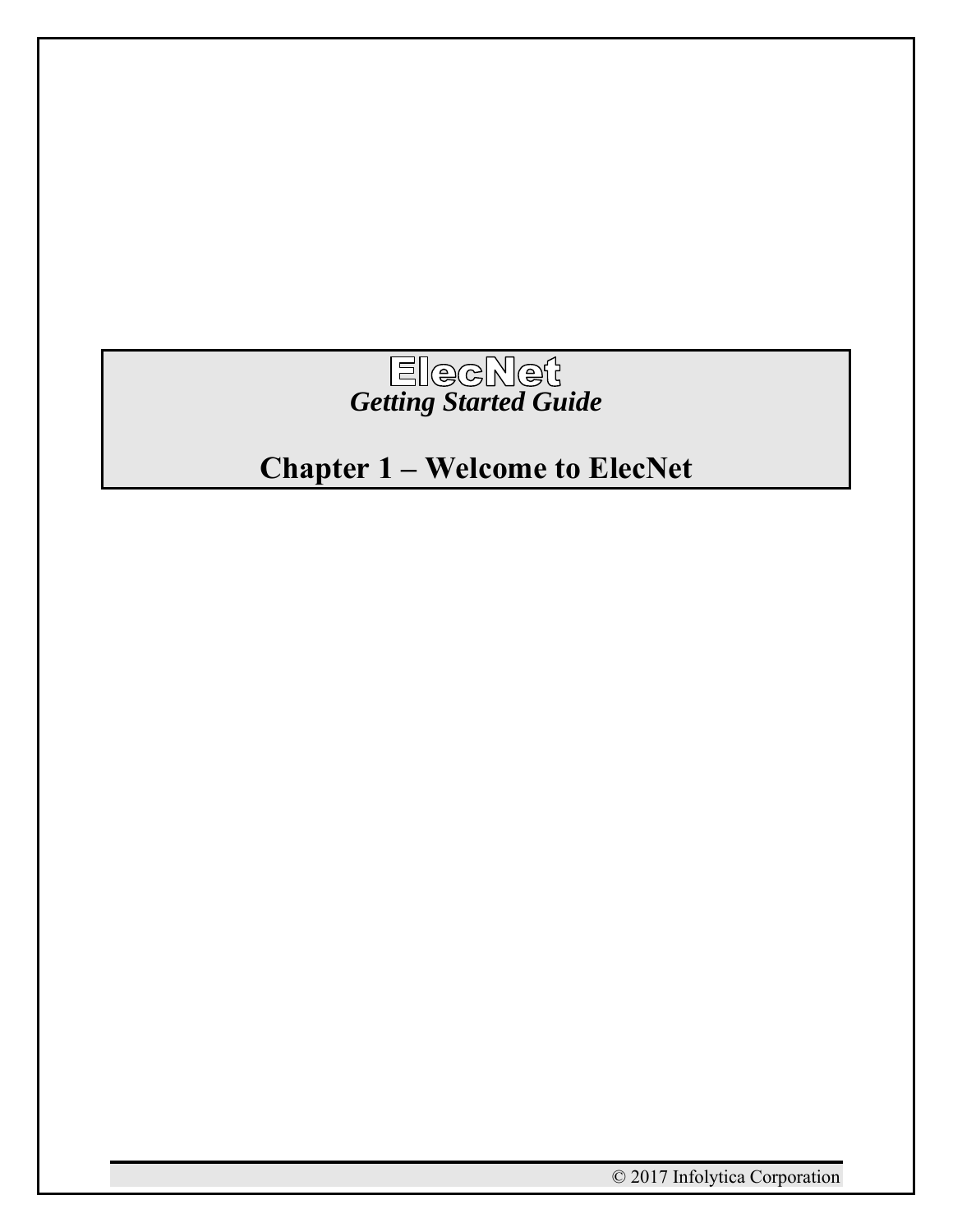# ElecNet

***Getting Started Guide***

# Chapter 1 – Welcome to ElecNet

© 2017 Infolytica Corporation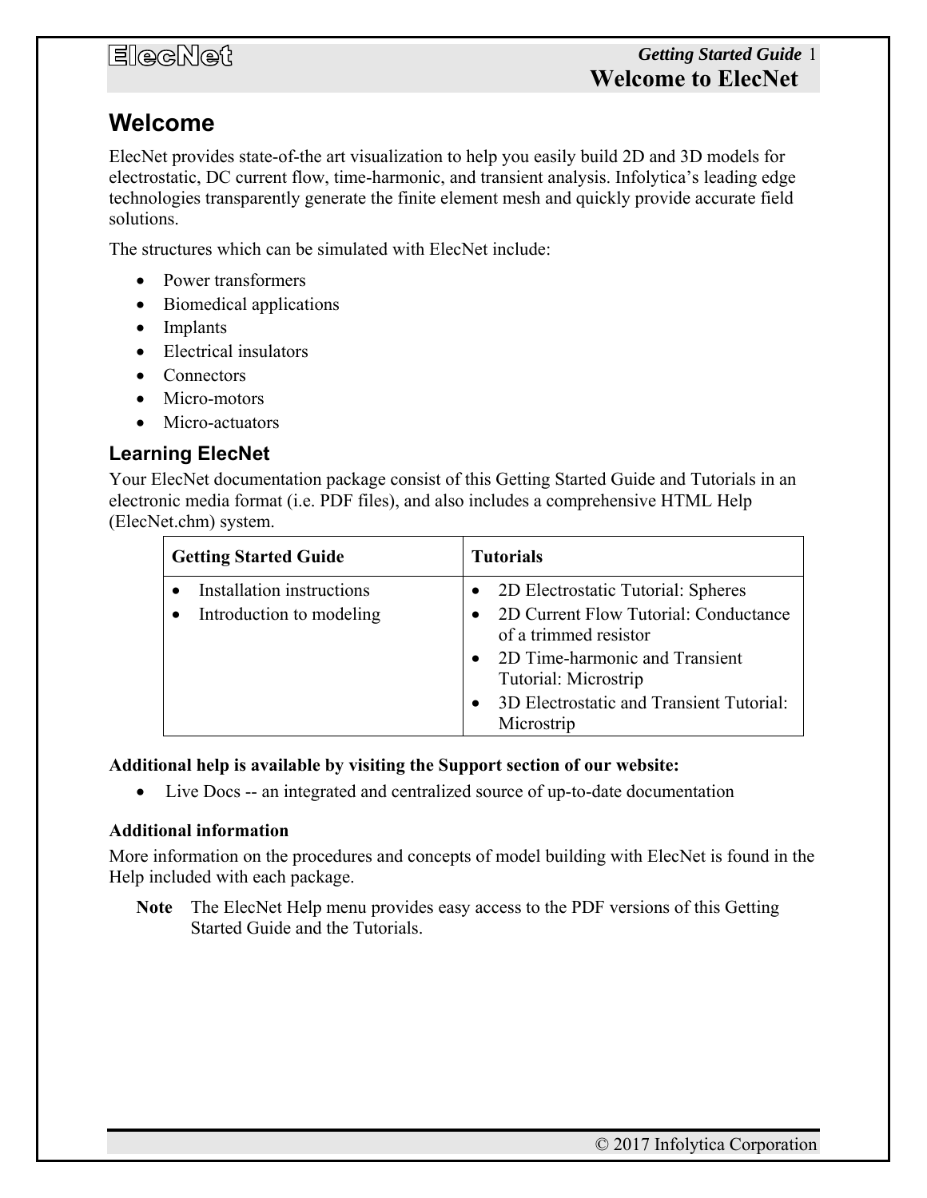# Welcome

ElecNet provides state-of-the art visualization to help you easily build 2D and 3D models for electrostatic, DC current flow, time-harmonic, and transient analysis. Infolytica's leading edge technologies transparently generate the finite element mesh and quickly provide accurate field solutions.

The structures which can be simulated with ElecNet include:

- Power transformers
- Biomedical applications
- Implants
- Electrical insulators
- Connectors
- Micro-motors
- Micro-actuators

## Learning ElecNet

Your ElecNet documentation package consist of this Getting Started Guide and Tutorials in an electronic media format (i.e. PDF files), and also includes a comprehensive HTML Help (ElecNet.chm) system.

| Getting Started Guide | Tutorials |
| --- | --- |
| • Installation instructions<br>• Introduction to modeling | • 2D Electrostatic Tutorial: Spheres<br>• 2D Current Flow Tutorial: Conductance of a trimmed resistor<br>• 2D Time-harmonic and Transient Tutorial: Microstrip<br>• 3D Electrostatic and Transient Tutorial: Microstrip |

**Additional help is available by visiting the Support section of our website:**

- Live Docs -- an integrated and centralized source of up-to-date documentation

**Additional information**

More information on the procedures and concepts of model building with ElecNet is found in the Help included with each package.

**Note** The ElecNet Help menu provides easy access to the PDF versions of this Getting Started Guide and the Tutorials.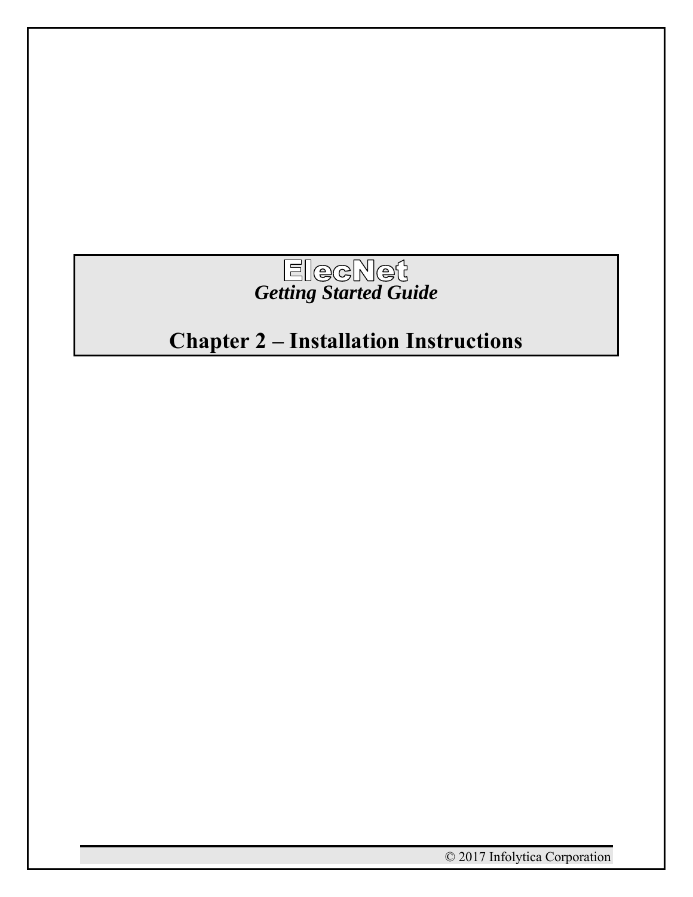# ElecNet

*Getting Started Guide*

# Chapter 2 – Installation Instructions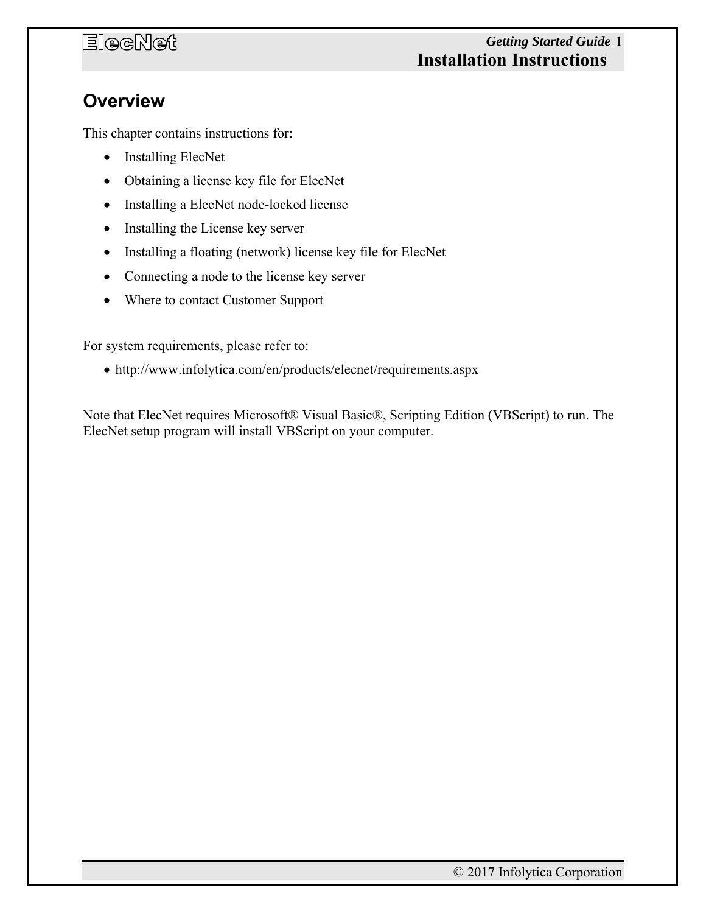## Overview

This chapter contains instructions for:

- Installing ElecNet
- Obtaining a license key file for ElecNet
- Installing a ElecNet node-locked license
- Installing the License key server
- Installing a floating (network) license key file for ElecNet
- Connecting a node to the license key server
- Where to contact Customer Support

For system requirements, please refer to:

- http://www.infolytica.com/en/products/elecnet/requirements.aspx

Note that ElecNet requires Microsoft® Visual Basic®, Scripting Edition (VBScript) to run. The ElecNet setup program will install VBScript on your computer.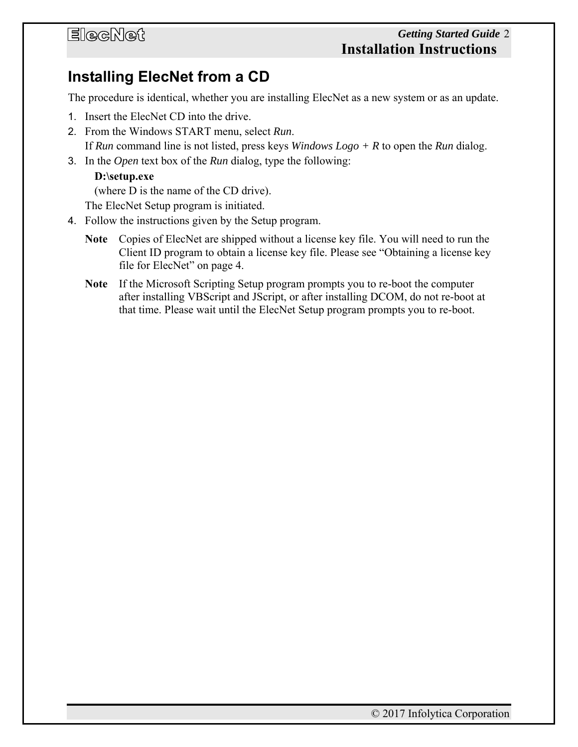## Installing ElecNet from a CD

The procedure is identical, whether you are installing ElecNet as a new system or as an update.

1. Insert the ElecNet CD into the drive.
2. From the Windows START menu, select *Run*.
   If *Run* command line is not listed, press keys *Windows Logo + R* to open the *Run* dialog.
3. In the *Open* text box of the *Run* dialog, type the following:

   **D:\setup.exe**

   (where D is the name of the CD drive).

   The ElecNet Setup program is initiated.
4. Follow the instructions given by the Setup program.

   **Note** Copies of ElecNet are shipped without a license key file. You will need to run the Client ID program to obtain a license key file. Please see "Obtaining a license key file for ElecNet" on page 4.

   **Note** If the Microsoft Scripting Setup program prompts you to re-boot the computer after installing VBScript and JScript, or after installing DCOM, do not re-boot at that time. Please wait until the ElecNet Setup program prompts you to re-boot.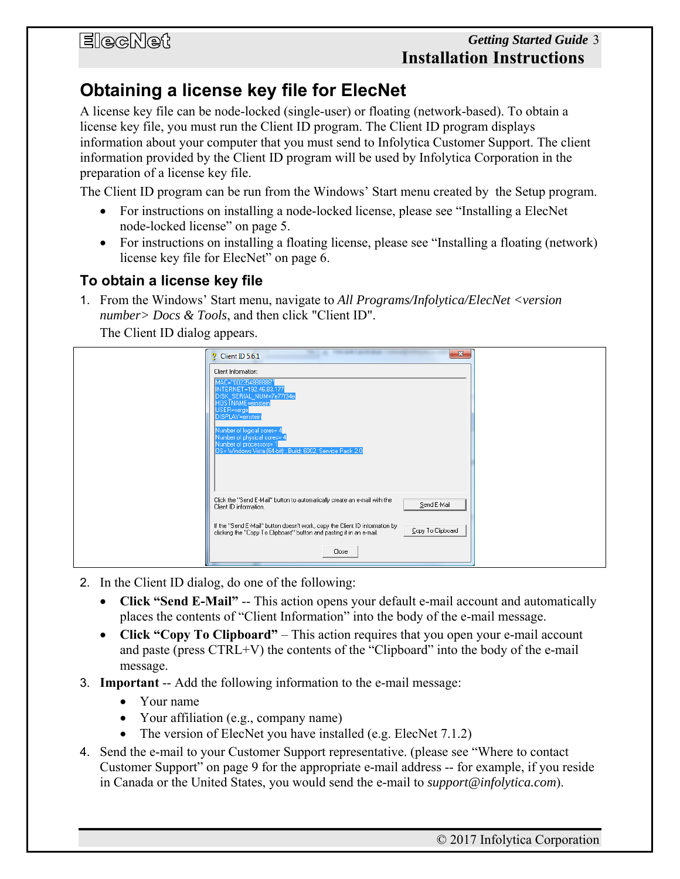## Obtaining a license key file for ElecNet

A license key file can be node-locked (single-user) or floating (network-based). To obtain a license key file, you must run the Client ID program. The Client ID program displays information about your computer that you must send to Infolytica Customer Support. The client information provided by the Client ID program will be used by Infolytica Corporation in the preparation of a license key file.

The Client ID program can be run from the Windows' Start menu created by the Setup program.

- For instructions on installing a node-locked license, please see "Installing a ElecNet node-locked license" on page 5.
- For instructions on installing a floating license, please see "Installing a floating (network) license key file for ElecNet" on page 6.

### To obtain a license key file

1. From the Windows' Start menu, navigate to *All Programs/Infolytica/ElecNet <version number> Docs & Tools*, and then click "Client ID".

   The Client ID dialog appears.

2. In the Client ID dialog, do one of the following:
   - **Click "Send E-Mail"** -- This action opens your default e-mail account and automatically places the contents of "Client Information" into the body of the e-mail message.
   - **Click "Copy To Clipboard"** – This action requires that you open your e-mail account and paste (press CTRL+V) the contents of the "Clipboard" into the body of the e-mail message.
3. **Important** -- Add the following information to the e-mail message:
   - Your name
   - Your affiliation (e.g., company name)
   - The version of ElecNet you have installed (e.g. ElecNet 7.1.2)
4. Send the e-mail to your Customer Support representative. (please see "Where to contact Customer Support" on page 9 for the appropriate e-mail address -- for example, if you reside in Canada or the United States, you would send the e-mail to *support@infolytica.com*).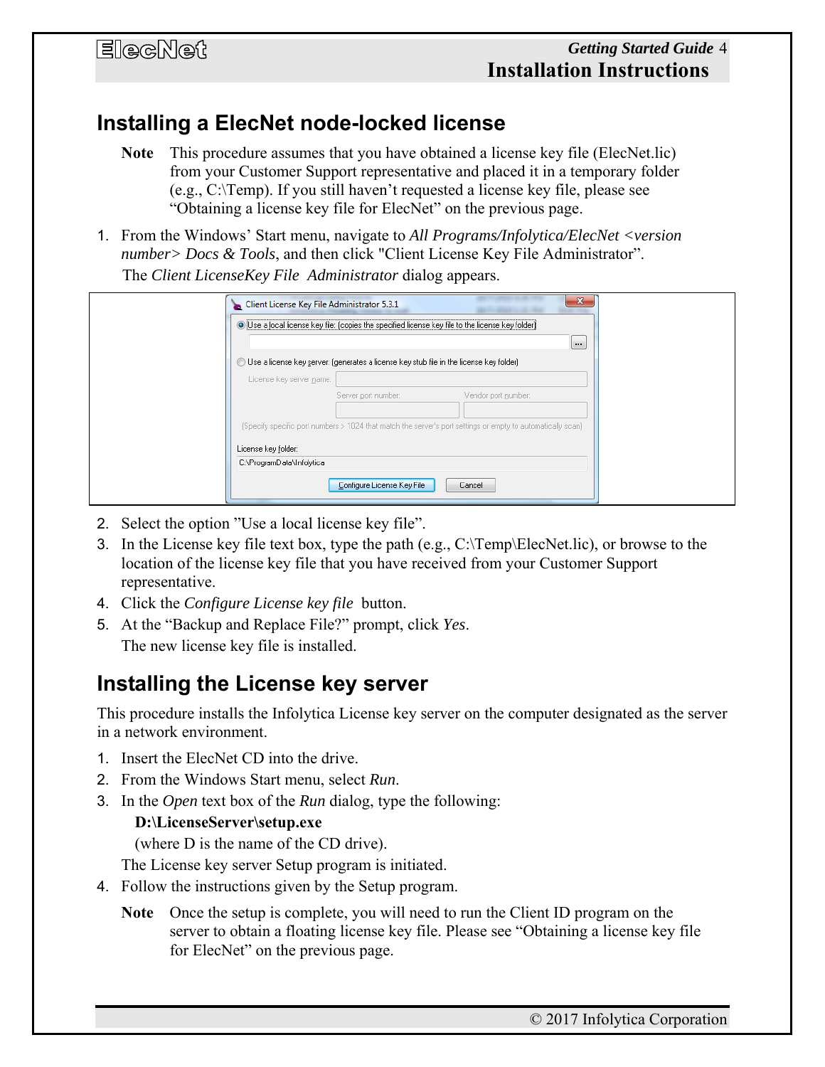## Installing a ElecNet node-locked license

**Note** This procedure assumes that you have obtained a license key file (ElecNet.lic) from your Customer Support representative and placed it in a temporary folder (e.g., C:\Temp). If you still haven't requested a license key file, please see "Obtaining a license key file for ElecNet" on the previous page.

1. From the Windows' Start menu, navigate to *All Programs/Infolytica/ElecNet <version number> Docs & Tools*, and then click "Client License Key File Administrator".

   The *Client LicenseKey File Administrator* dialog appears.

2. Select the option "Use a local license key file".
3. In the License key file text box, type the path (e.g., C:\Temp\ElecNet.lic), or browse to the location of the license key file that you have received from your Customer Support representative.
4. Click the *Configure License key file* button.
5. At the "Backup and Replace File?" prompt, click *Yes*.

   The new license key file is installed.

## Installing the License key server

This procedure installs the Infolytica License key server on the computer designated as the server in a network environment.

1. Insert the ElecNet CD into the drive.
2. From the Windows Start menu, select *Run*.
3. In the *Open* text box of the *Run* dialog, type the following:

   **D:\LicenseServer\setup.exe**

   (where D is the name of the CD drive).

   The License key server Setup program is initiated.
4. Follow the instructions given by the Setup program.

   **Note** Once the setup is complete, you will need to run the Client ID program on the server to obtain a floating license key file. Please see "Obtaining a license key file for ElecNet" on the previous page.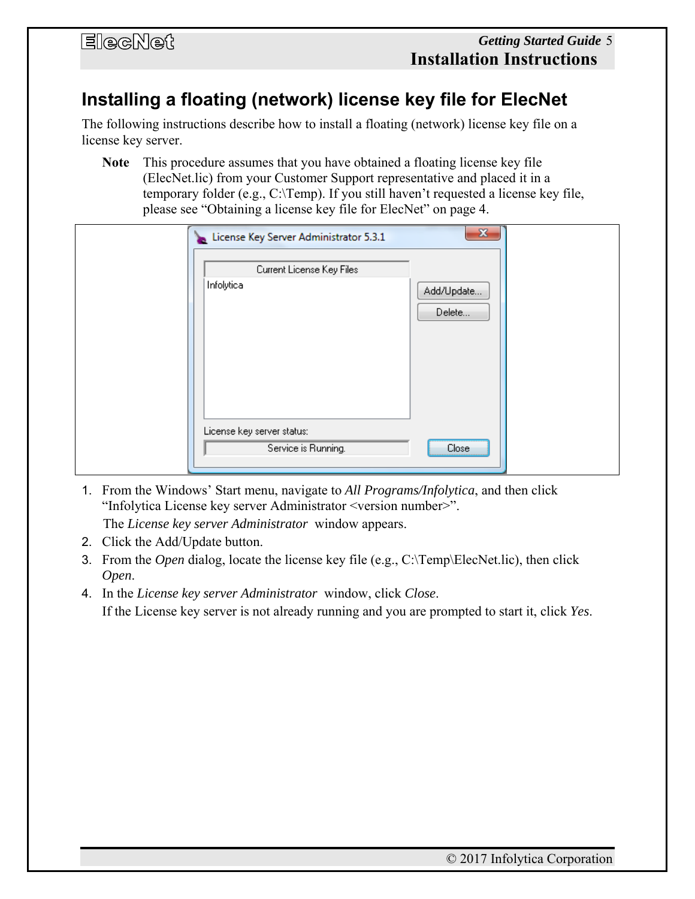## Installing a floating (network) license key file for ElecNet

The following instructions describe how to install a floating (network) license key file on a license key server.

**Note** This procedure assumes that you have obtained a floating license key file (ElecNet.lic) from your Customer Support representative and placed it in a temporary folder (e.g., C:\Temp). If you still haven't requested a license key file, please see "Obtaining a license key file for ElecNet" on page 4.

1. From the Windows' Start menu, navigate to *All Programs/Infolytica*, and then click "Infolytica License key server Administrator <version number>".

   The *License key server Administrator* window appears.
2. Click the Add/Update button.
3. From the *Open* dialog, locate the license key file (e.g., C:\Temp\ElecNet.lic), then click *Open*.
4. In the *License key server Administrator* window, click *Close*.

   If the License key server is not already running and you are prompted to start it, click *Yes*.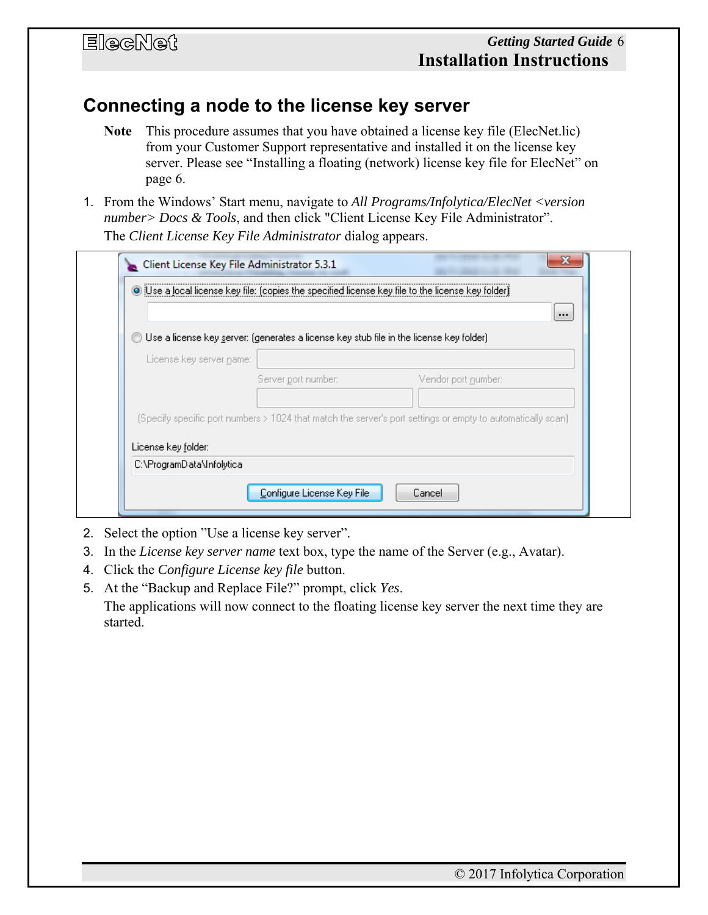## Connecting a node to the license key server

**Note** This procedure assumes that you have obtained a license key file (ElecNet.lic) from your Customer Support representative and installed it on the license key server. Please see "Installing a floating (network) license key file for ElecNet" on page 6.

1. From the Windows' Start menu, navigate to *All Programs/Infolytica/ElecNet <version number> Docs & Tools*, and then click "Client License Key File Administrator".

   The *Client License Key File Administrator* dialog appears.

2. Select the option "Use a license key server".
3. In the *License key server name* text box, type the name of the Server (e.g., Avatar).
4. Click the *Configure License key file* button.
5. At the "Backup and Replace File?" prompt, click *Yes*.

   The applications will now connect to the floating license key server the next time they are started.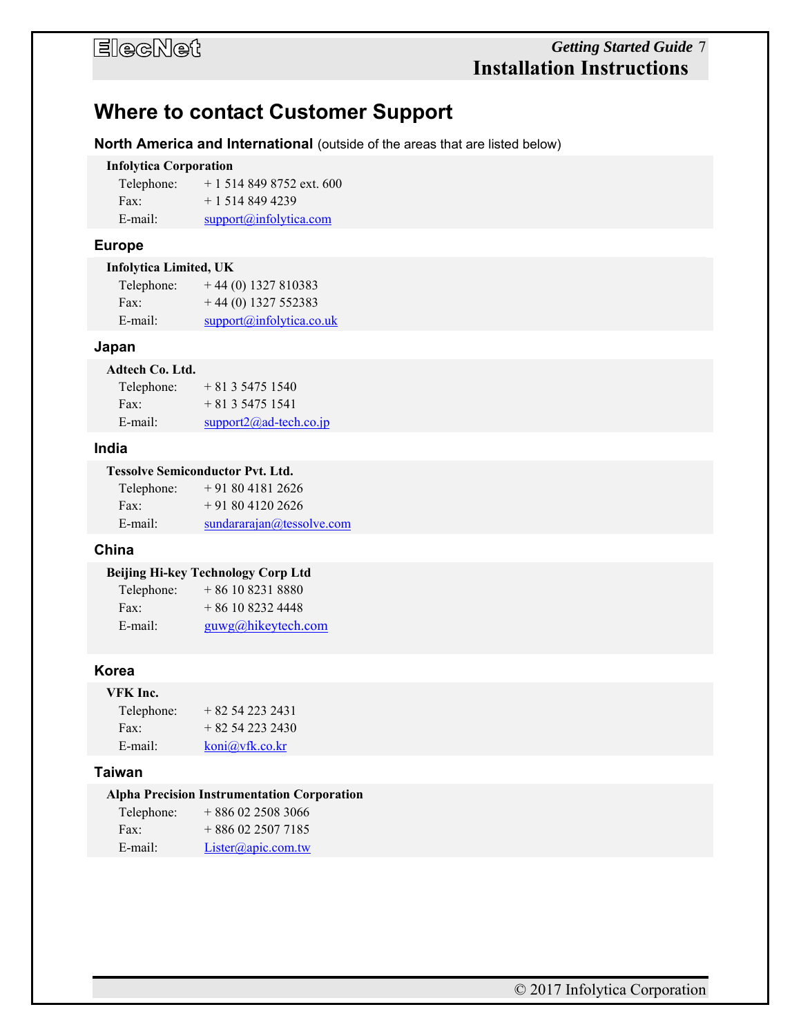# Where to contact Customer Support

**North America and International** (outside of the areas that are listed below)

**Infolytica Corporation**

Telephone: + 1 514 849 8752 ext. 600
Fax: + 1 514 849 4239
E-mail: support@infolytica.com

**Europe**

**Infolytica Limited, UK**

Telephone: + 44 (0) 1327 810383
Fax: + 44 (0) 1327 552383
E-mail: support@infolytica.co.uk

**Japan**

**Adtech Co. Ltd.**

Telephone: + 81 3 5475 1540
Fax: + 81 3 5475 1541
E-mail: support2@ad-tech.co.jp

**India**

**Tessolve Semiconductor Pvt. Ltd.**

Telephone: + 91 80 4181 2626
Fax: + 91 80 4120 2626
E-mail: sundararajan@tessolve.com

**China**

**Beijing Hi-key Technology Corp Ltd**

Telephone: + 86 10 8231 8880
Fax: + 86 10 8232 4448
E-mail: guwg@hikeytech.com

**Korea**

**VFK Inc.**

Telephone: + 82 54 223 2431
Fax: + 82 54 223 2430
E-mail: koni@vfk.co.kr

**Taiwan**

**Alpha Precision Instrumentation Corporation**

Telephone: + 886 02 2508 3066
Fax: + 886 02 2507 7185
E-mail: Lister@apic.com.tw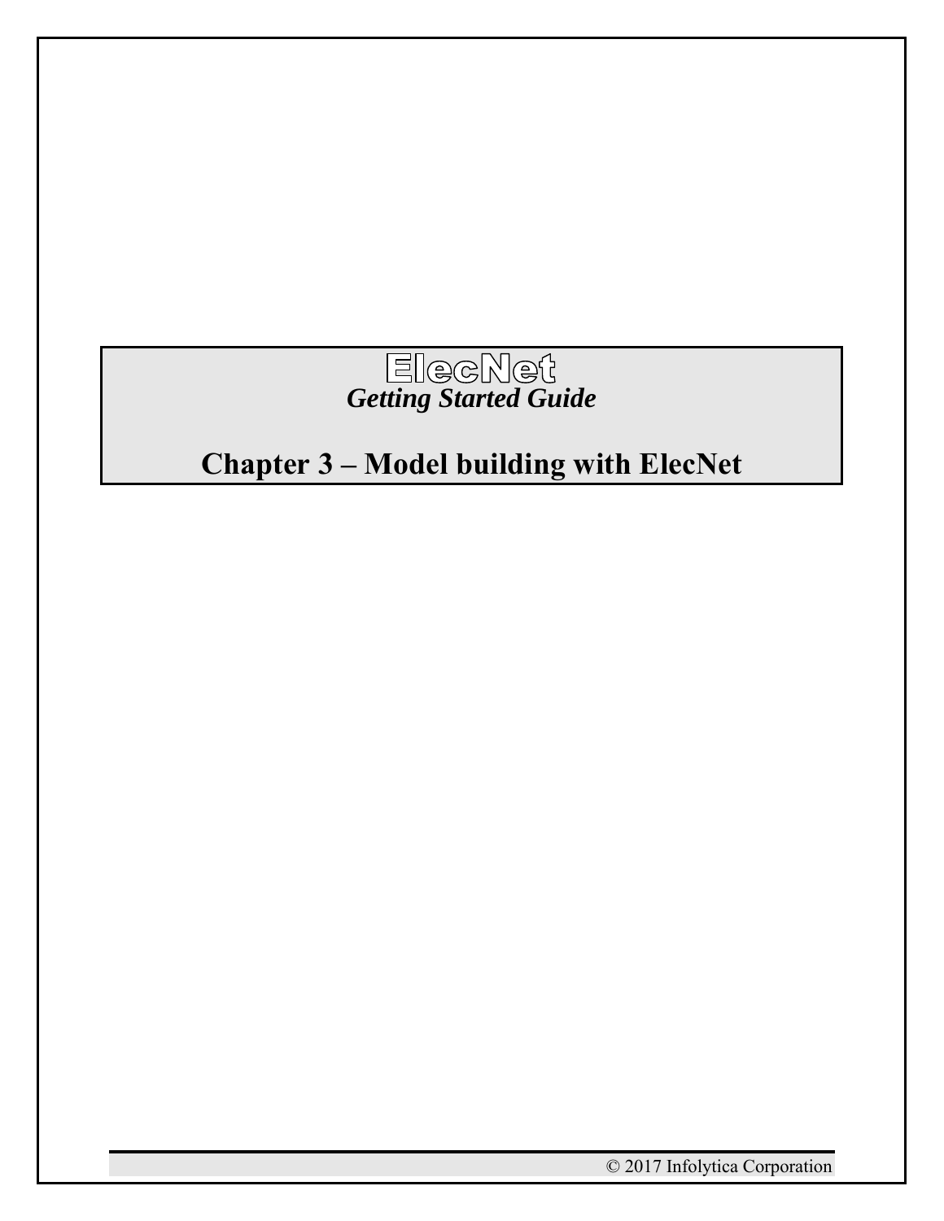# ElecNet

*Getting Started Guide*

## Chapter 3 – Model building with ElecNet

© 2017 Infolytica Corporation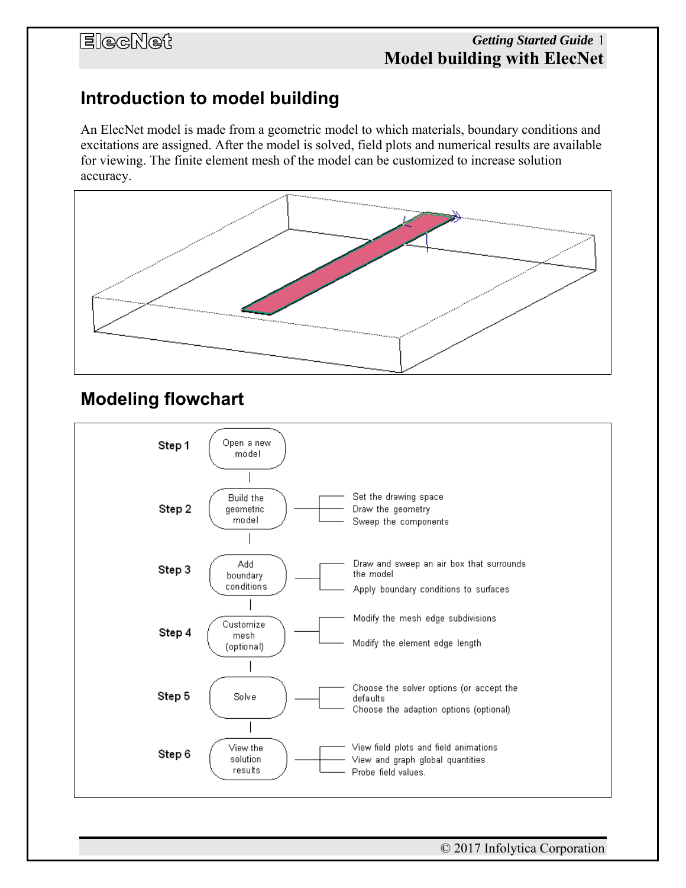## Introduction to model building

An ElecNet model is made from a geometric model to which materials, boundary conditions and excitations are assigned. After the model is solved, field plots and numerical results are available for viewing. The finite element mesh of the model can be customized to increase solution accuracy.

## Modeling flowchart

- **Step 1** — Open a new model
- **Step 2** — Build the geometric model
  - Set the drawing space
  - Draw the geometry
  - Sweep the components
- **Step 3** — Add boundary conditions
  - Draw and sweep an air box that surrounds the model
  - Apply boundary conditions to surfaces
- **Step 4** — Customize mesh (optional)
  - Modify the mesh edge subdivisions
  - Modify the element edge length
- **Step 5** — Solve
  - Choose the solver options (or accept the defaults
  - Choose the adaption options (optional)
- **Step 6** — View the solution results
  - View field plots and field animations
  - View and graph global quantities
  - Probe field values.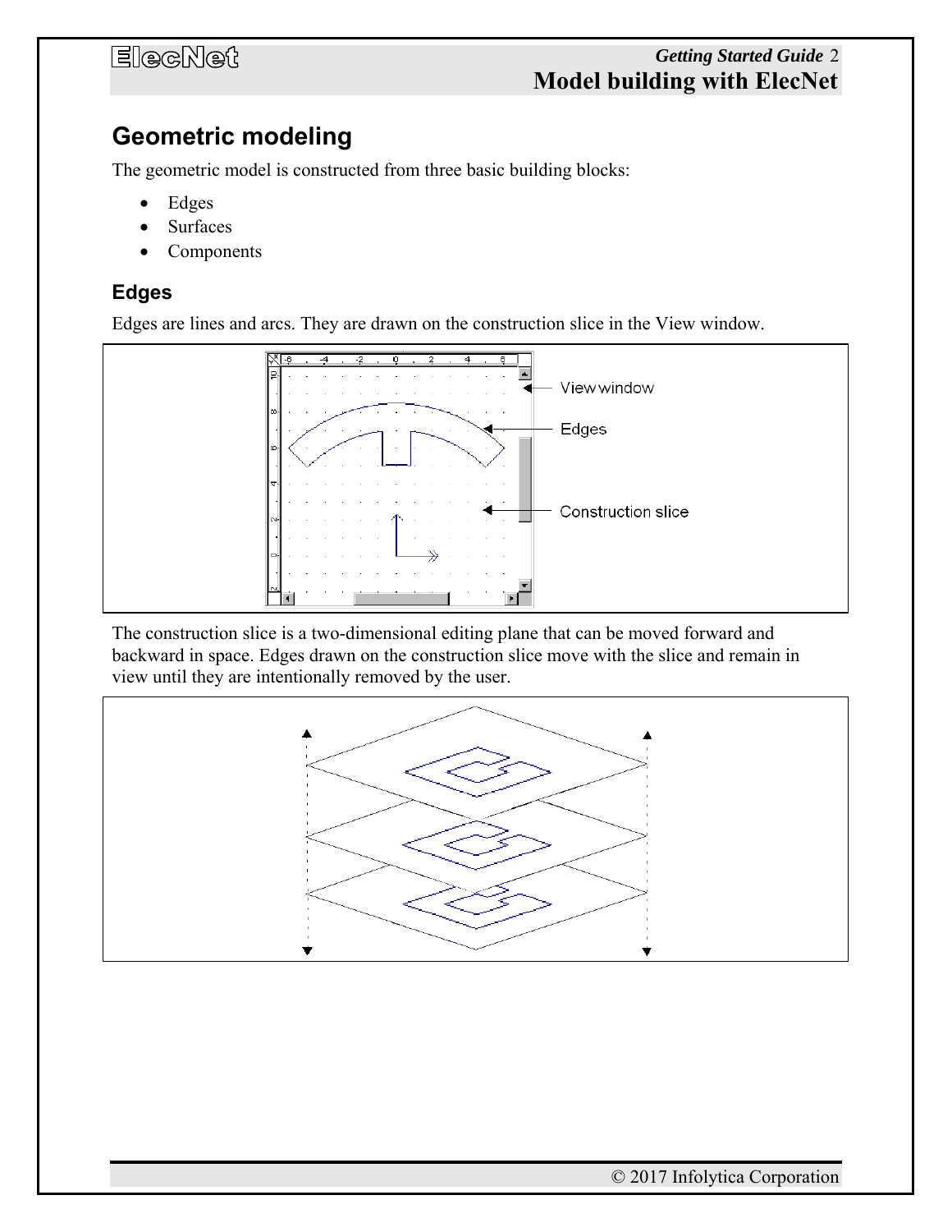# Geometric modeling

The geometric model is constructed from three basic building blocks:

- Edges
- Surfaces
- Components

## Edges

Edges are lines and arcs. They are drawn on the construction slice in the View window.

The construction slice is a two-dimensional editing plane that can be moved forward and backward in space. Edges drawn on the construction slice move with the slice and remain in view until they are intentionally removed by the user.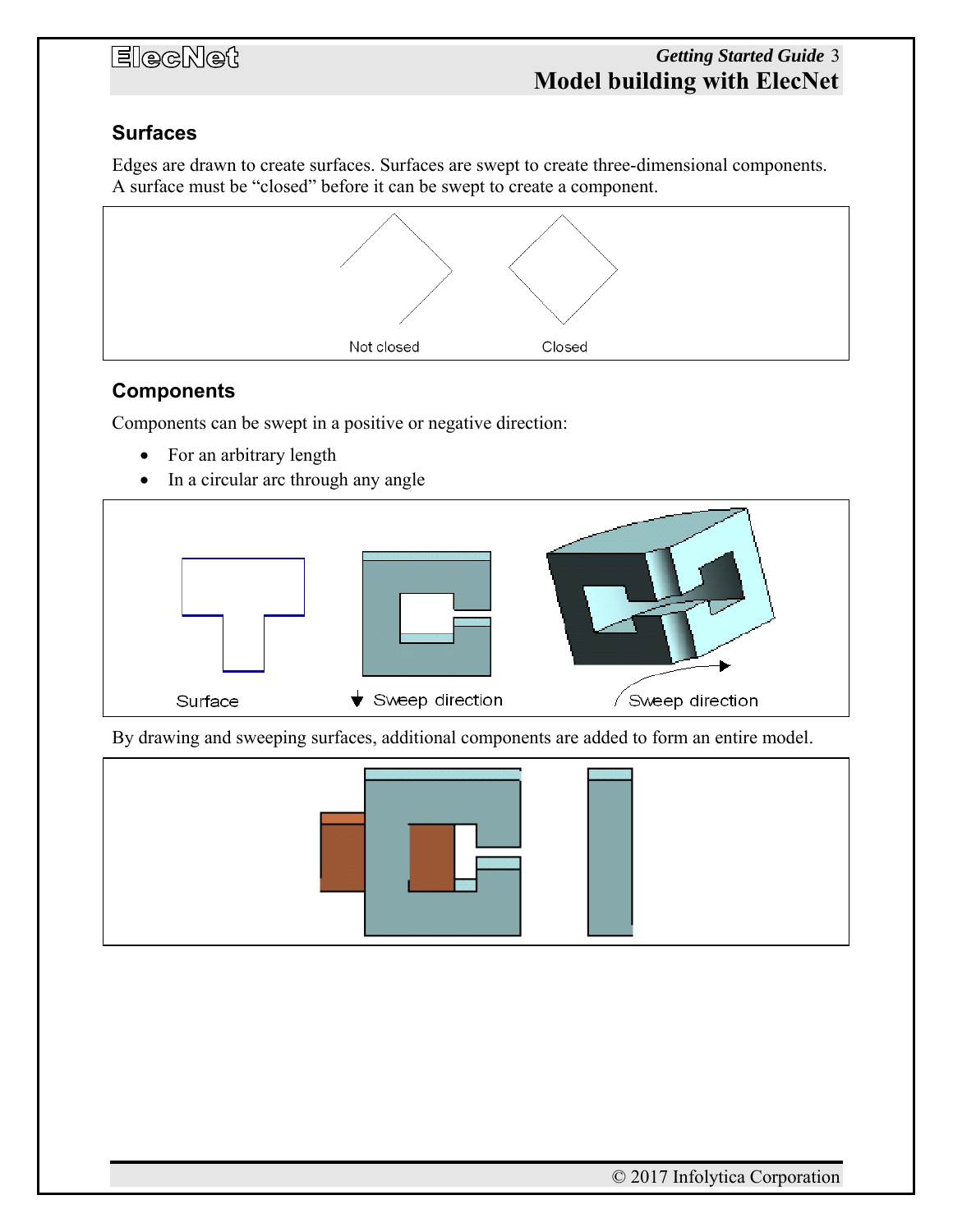## Surfaces

Edges are drawn to create surfaces. Surfaces are swept to create three-dimensional components. A surface must be "closed" before it can be swept to create a component.

Not closed    Closed

## Components

Components can be swept in a positive or negative direction:

- For an arbitrary length
- In a circular arc through any angle

Surface    Sweep direction    Sweep direction

By drawing and sweeping surfaces, additional components are added to form an entire model.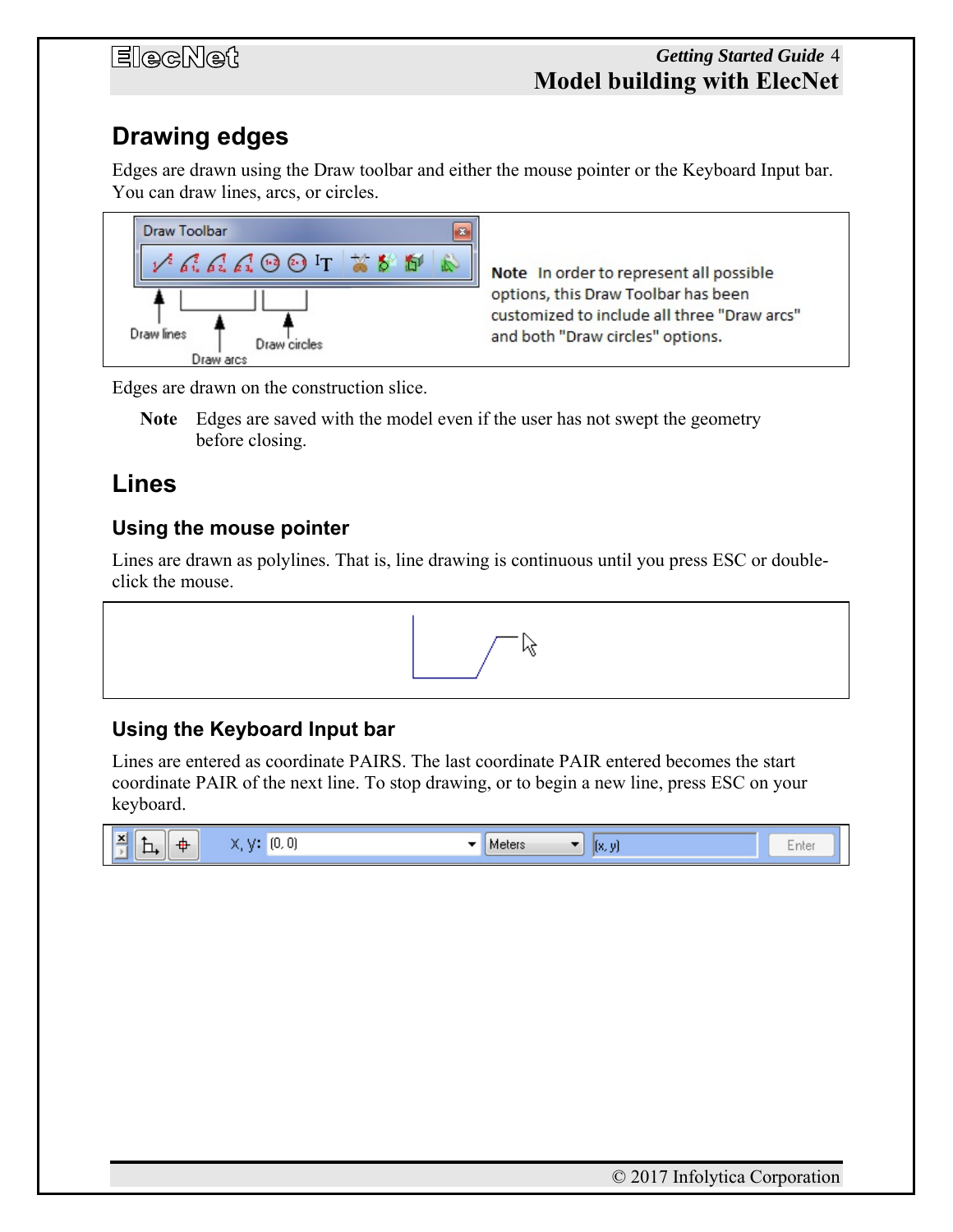## Drawing edges

Edges are drawn using the Draw toolbar and either the mouse pointer or the Keyboard Input bar. You can draw lines, arcs, or circles.

**Note** In order to represent all possible options, this Draw Toolbar has been customized to include all three "Draw arcs" and both "Draw circles" options.

Edges are drawn on the construction slice.

**Note** Edges are saved with the model even if the user has not swept the geometry before closing.

## Lines

### Using the mouse pointer

Lines are drawn as polylines. That is, line drawing is continuous until you press ESC or double-click the mouse.

### Using the Keyboard Input bar

Lines are entered as coordinate PAIRS. The last coordinate PAIR entered becomes the start coordinate PAIR of the next line. To stop drawing, or to begin a new line, press ESC on your keyboard.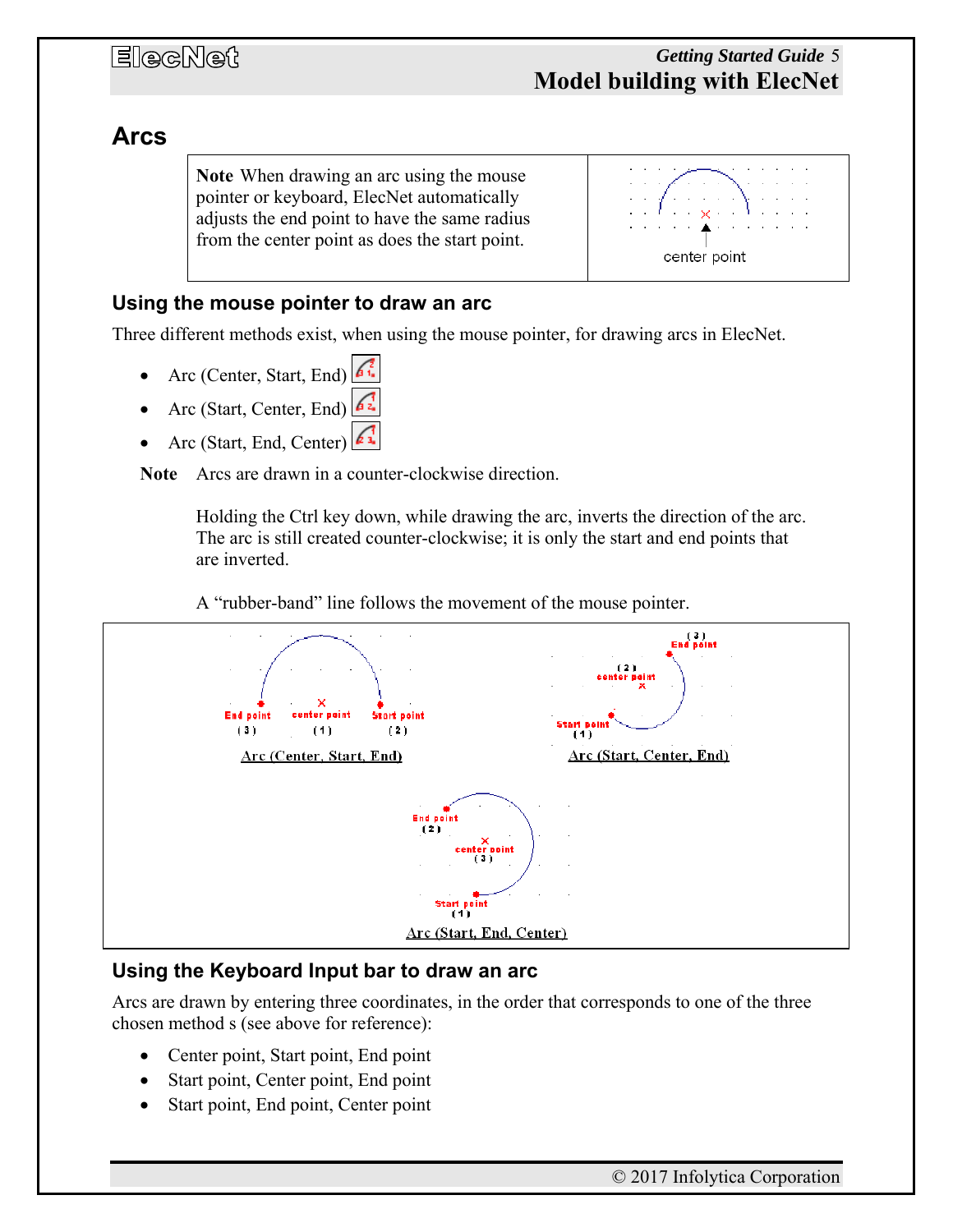## Arcs

**Note** When drawing an arc using the mouse pointer or keyboard, ElecNet automatically adjusts the end point to have the same radius from the center point as does the start point.

### Using the mouse pointer to draw an arc

Three different methods exist, when using the mouse pointer, for drawing arcs in ElecNet.

- Arc (Center, Start, End)
- Arc (Start, Center, End)
- Arc (Start, End, Center)

**Note** Arcs are drawn in a counter-clockwise direction.

Holding the Ctrl key down, while drawing the arc, inverts the direction of the arc. The arc is still created counter-clockwise; it is only the start and end points that are inverted.

A "rubber-band" line follows the movement of the mouse pointer.

### Using the Keyboard Input bar to draw an arc

Arcs are drawn by entering three coordinates, in the order that corresponds to one of the three chosen method s (see above for reference):

- Center point, Start point, End point
- Start point, Center point, End point
- Start point, End point, Center point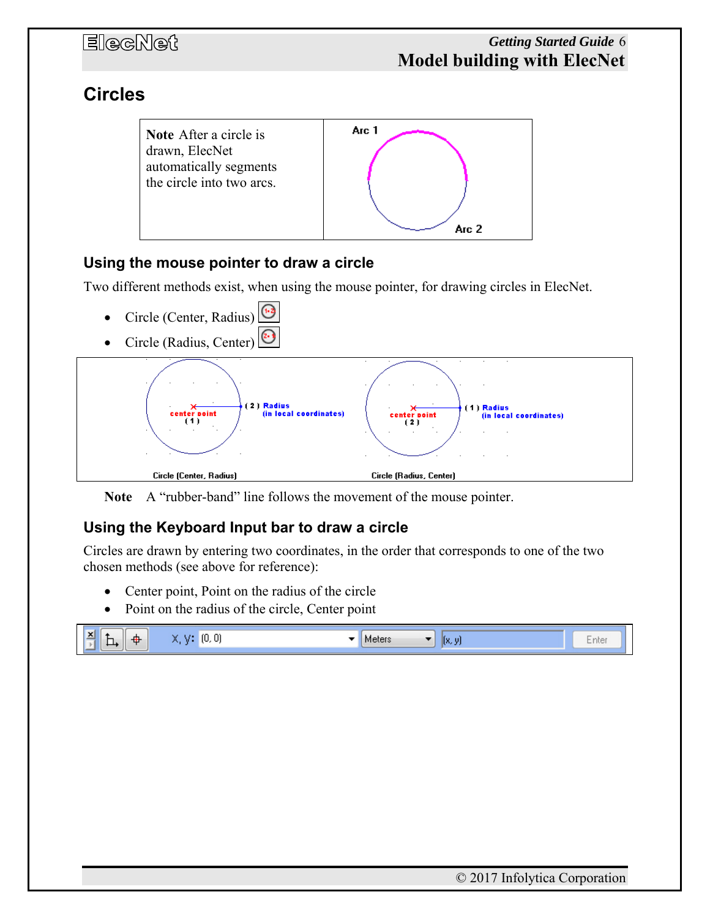## Circles

| **Note** After a circle is drawn, ElecNet automatically segments the circle into two arcs. | Arc 1 / Arc 2 |
|---|---|

### Using the mouse pointer to draw a circle

Two different methods exist, when using the mouse pointer, for drawing circles in ElecNet.

- Circle (Center, Radius)
- Circle (Radius, Center)

Circle (Center, Radius) — center point (1), (2) Radius (in local coordinates)

Circle (Radius, Center) — center point (2), (1) Radius (in local coordinates)

**Note** A "rubber-band" line follows the movement of the mouse pointer.

### Using the Keyboard Input bar to draw a circle

Circles are drawn by entering two coordinates, in the order that corresponds to one of the two chosen methods (see above for reference):

- Center point, Point on the radius of the circle
- Point on the radius of the circle, Center point

X, Y: (0, 0) | Meters | (x, y) | Enter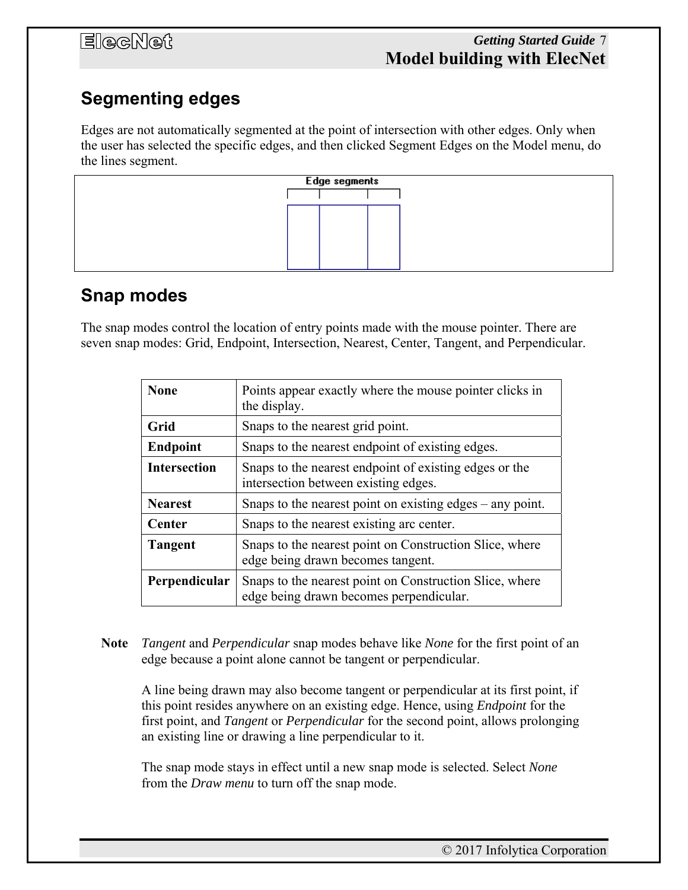## Segmenting edges

Edges are not automatically segmented at the point of intersection with other edges. Only when the user has selected the specific edges, and then clicked Segment Edges on the Model menu, do the lines segment.

## Snap modes

The snap modes control the location of entry points made with the mouse pointer. There are seven snap modes: Grid, Endpoint, Intersection, Nearest, Center, Tangent, and Perpendicular.

| | |
|---|---|
| **None** | Points appear exactly where the mouse pointer clicks in the display. |
| **Grid** | Snaps to the nearest grid point. |
| **Endpoint** | Snaps to the nearest endpoint of existing edges. |
| **Intersection** | Snaps to the nearest endpoint of existing edges or the intersection between existing edges. |
| **Nearest** | Snaps to the nearest point on existing edges – any point. |
| **Center** | Snaps to the nearest existing arc center. |
| **Tangent** | Snaps to the nearest point on Construction Slice, where edge being drawn becomes tangent. |
| **Perpendicular** | Snaps to the nearest point on Construction Slice, where edge being drawn becomes perpendicular. |

**Note** *Tangent* and *Perpendicular* snap modes behave like *None* for the first point of an edge because a point alone cannot be tangent or perpendicular.

A line being drawn may also become tangent or perpendicular at its first point, if this point resides anywhere on an existing edge. Hence, using *Endpoint* for the first point, and *Tangent* or *Perpendicular* for the second point, allows prolonging an existing line or drawing a line perpendicular to it.

The snap mode stays in effect until a new snap mode is selected. Select *None* from the *Draw menu* to turn off the snap mode.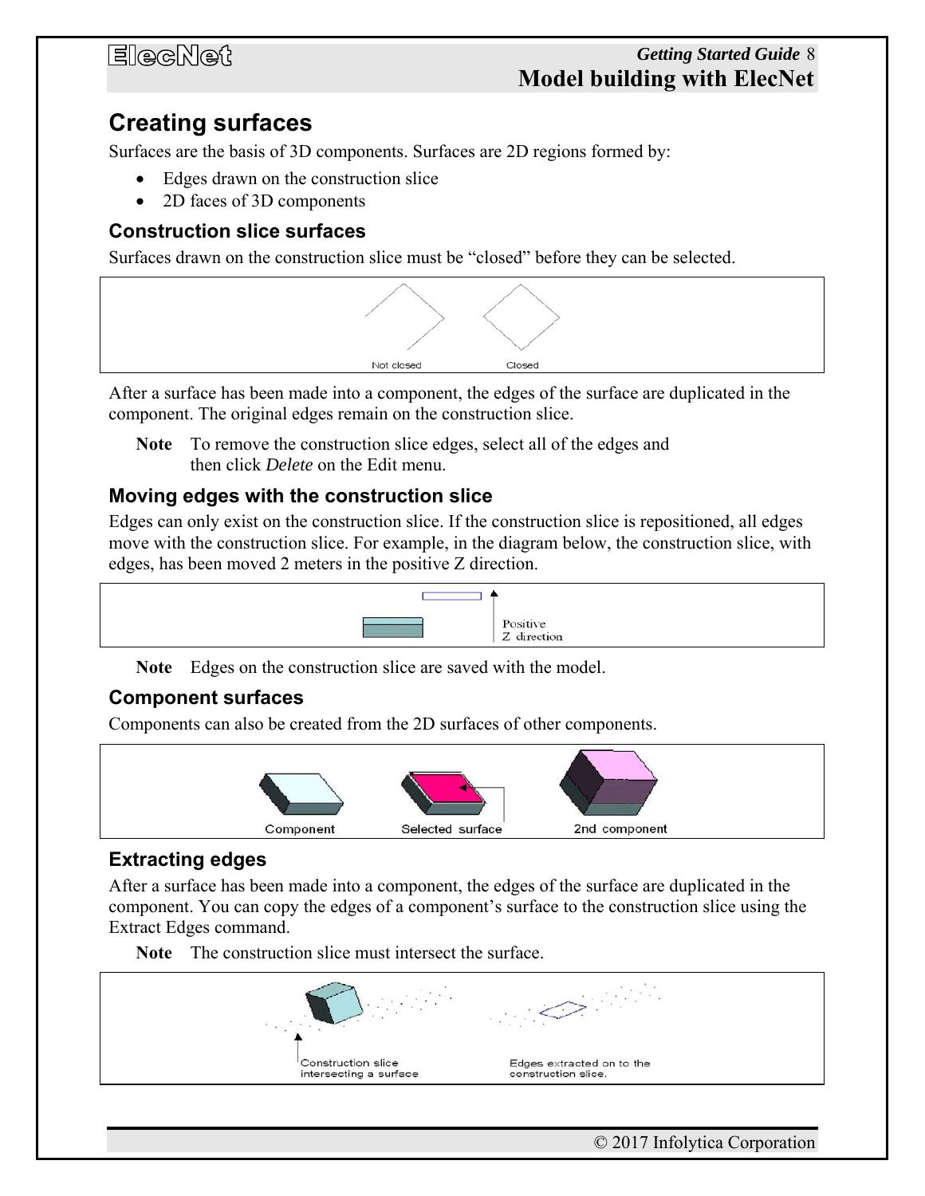## Creating surfaces

Surfaces are the basis of 3D components. Surfaces are 2D regions formed by:

- Edges drawn on the construction slice
- 2D faces of 3D components

### Construction slice surfaces

Surfaces drawn on the construction slice must be “closed” before they can be selected.

Not closed Closed

After a surface has been made into a component, the edges of the surface are duplicated in the component. The original edges remain on the construction slice.

**Note** To remove the construction slice edges, select all of the edges and then click *Delete* on the Edit menu.

### Moving edges with the construction slice

Edges can only exist on the construction slice. If the construction slice is repositioned, all edges move with the construction slice. For example, in the diagram below, the construction slice, with edges, has been moved 2 meters in the positive Z direction.

Positive Z direction

**Note** Edges on the construction slice are saved with the model.

### Component surfaces

Components can also be created from the 2D surfaces of other components.

Component Selected surface 2nd component

### Extracting edges

After a surface has been made into a component, the edges of the surface are duplicated in the component. You can copy the edges of a component’s surface to the construction slice using the Extract Edges command.

**Note** The construction slice must intersect the surface.

Construction slice intersecting a surface Edges extracted on to the construction slice.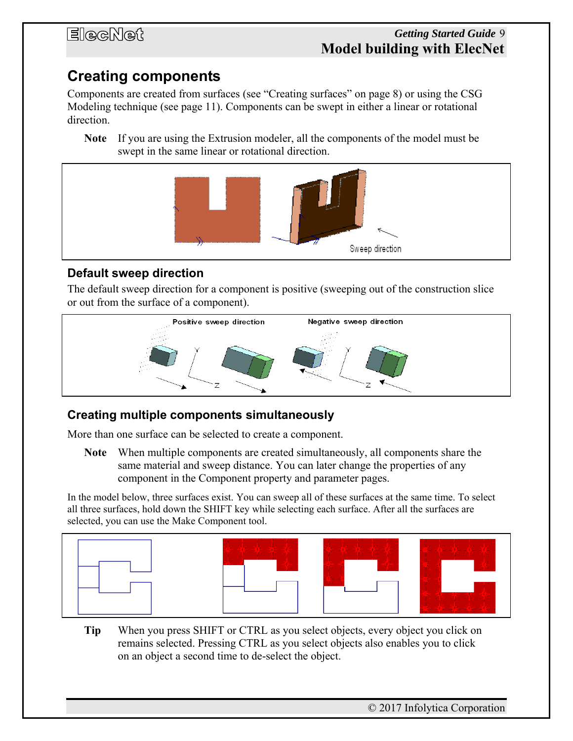## Creating components

Components are created from surfaces (see “Creating surfaces” on page 8) or using the CSG Modeling technique (see page 11). Components can be swept in either a linear or rotational direction.

**Note** If you are using the Extrusion modeler, all the components of the model must be swept in the same linear or rotational direction.

### Default sweep direction

The default sweep direction for a component is positive (sweeping out of the construction slice or out from the surface of a component).

### Creating multiple components simultaneously

More than one surface can be selected to create a component.

**Note** When multiple components are created simultaneously, all components share the same material and sweep distance. You can later change the properties of any component in the Component property and parameter pages.

In the model below, three surfaces exist. You can sweep all of these surfaces at the same time. To select all three surfaces, hold down the SHIFT key while selecting each surface. After all the surfaces are selected, you can use the Make Component tool.

**Tip** When you press SHIFT or CTRL as you select objects, every object you click on remains selected. Pressing CTRL as you select objects also enables you to click on an object a second time to de-select the object.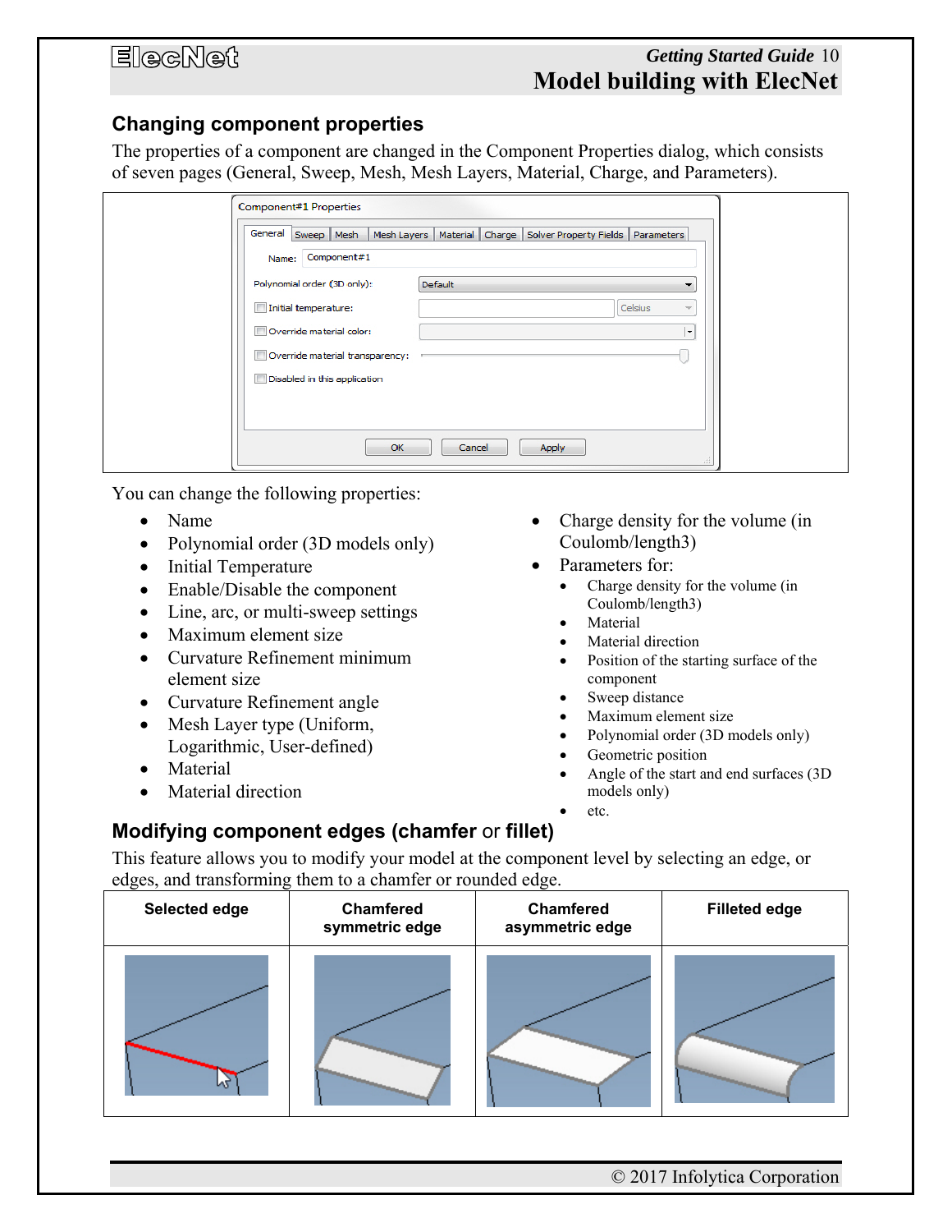## Changing component properties

The properties of a component are changed in the Component Properties dialog, which consists of seven pages (General, Sweep, Mesh, Mesh Layers, Material, Charge, and Parameters).

You can change the following properties:

- Name
- Polynomial order (3D models only)
- Initial Temperature
- Enable/Disable the component
- Line, arc, or multi-sweep settings
- Maximum element size
- Curvature Refinement minimum element size
- Curvature Refinement angle
- Mesh Layer type (Uniform, Logarithmic, User-defined)
- Material
- Material direction
- Charge density for the volume (in Coulomb/length3)
- Parameters for:
  - Charge density for the volume (in Coulomb/length3)
  - Material
  - Material direction
  - Position of the starting surface of the component
  - Sweep distance
  - Maximum element size
  - Polynomial order (3D models only)
  - Geometric position
  - Angle of the start and end surfaces (3D models only)
  - etc.

## Modifying component edges (chamfer or fillet)

This feature allows you to modify your model at the component level by selecting an edge, or edges, and transforming them to a chamfer or rounded edge.

| Selected edge | Chamfered symmetric edge | Chamfered asymmetric edge | Filleted edge |
|---|---|---|---|
| | | | |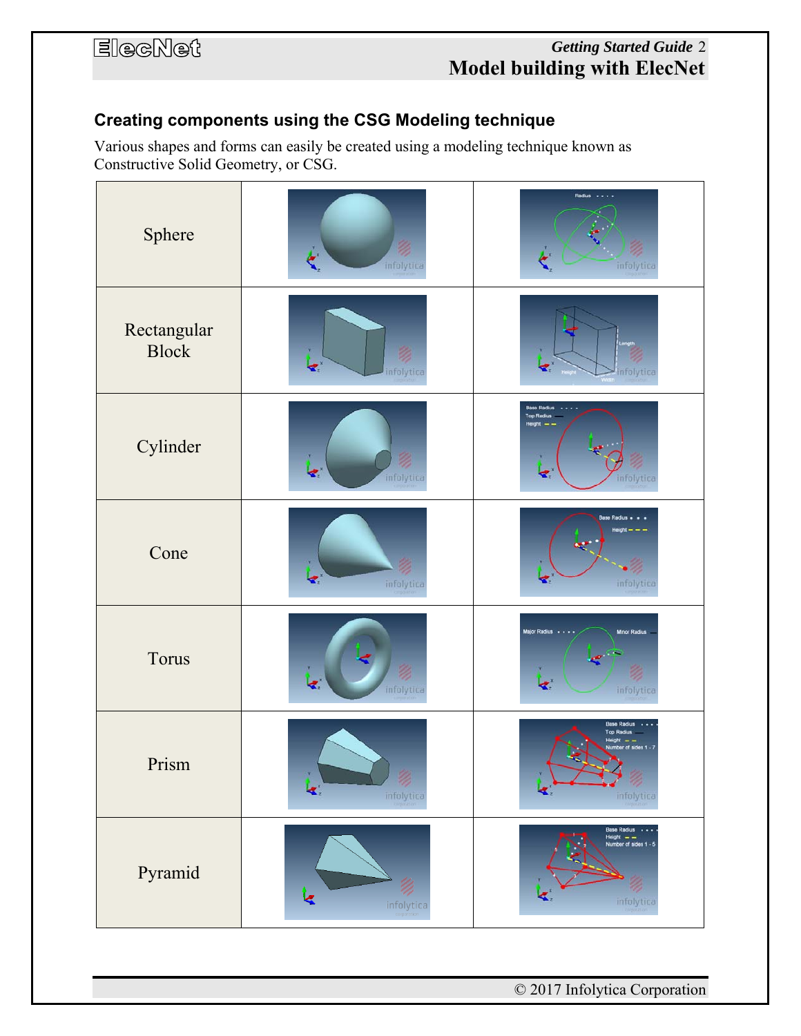### Creating components using the CSG Modeling technique

Various shapes and forms can easily be created using a modeling technique known as Constructive Solid Geometry, or CSG.

| | | |
|---|---|---|
| Sphere | | |
| Rectangular Block | | |
| Cylinder | | |
| Cone | | |
| Torus | | |
| Prism | | |
| Pyramid | | |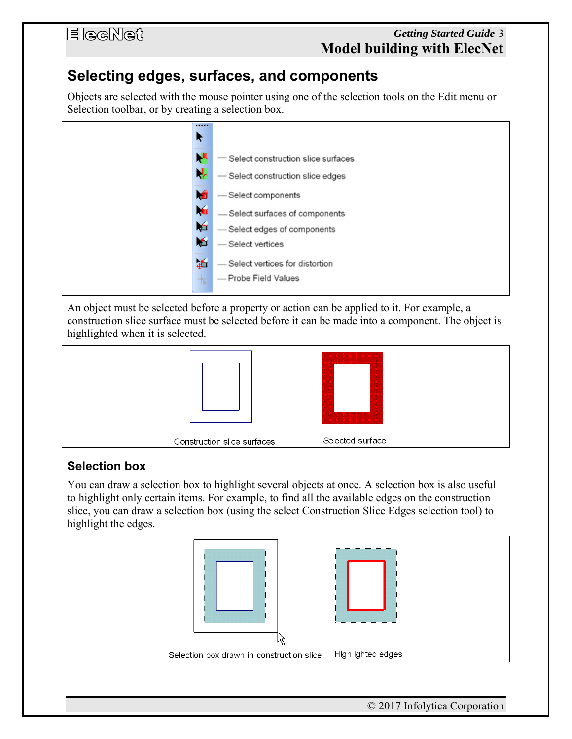## Selecting edges, surfaces, and components

Objects are selected with the mouse pointer using one of the selection tools on the Edit menu or Selection toolbar, or by creating a selection box.

- Select construction slice surfaces
- Select construction slice edges
- Select components
- Select surfaces of components
- Select edges of components
- Select vertices
- Select vertices for distortion
- Probe Field Values

An object must be selected before a property or action can be applied to it. For example, a construction slice surface must be selected before it can be made into a component. The object is highlighted when it is selected.

Construction slice surfaces

Selected surface

### Selection box

You can draw a selection box to highlight several objects at once. A selection box is also useful to highlight only certain items. For example, to find all the available edges on the construction slice, you can draw a selection box (using the select Construction Slice Edges selection tool) to highlight the edges.

Selection box drawn in construction slice

Highlighted edges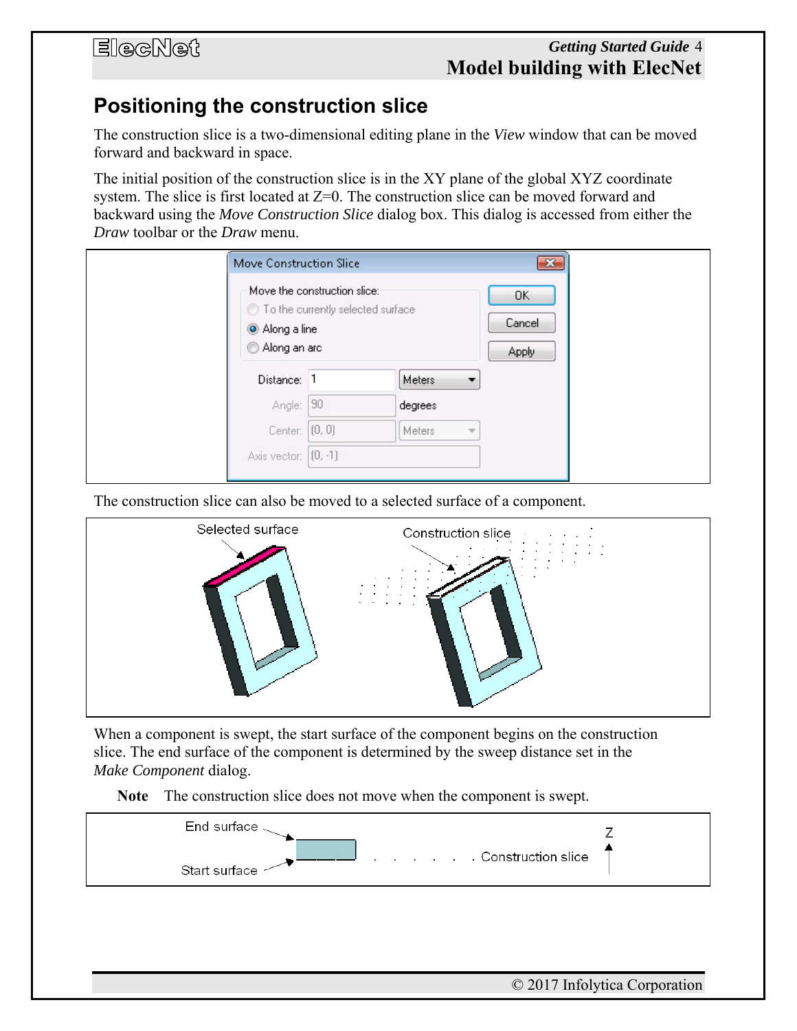## Positioning the construction slice

The construction slice is a two-dimensional editing plane in the *View* window that can be moved forward and backward in space.

The initial position of the construction slice is in the XY plane of the global XYZ coordinate system. The slice is first located at Z=0. The construction slice can be moved forward and backward using the *Move Construction Slice* dialog box. This dialog is accessed from either the *Draw* toolbar or the *Draw* menu.

The construction slice can also be moved to a selected surface of a component.

When a component is swept, the start surface of the component begins on the construction slice. The end surface of the component is determined by the sweep distance set in the *Make Component* dialog.

**Note** The construction slice does not move when the component is swept.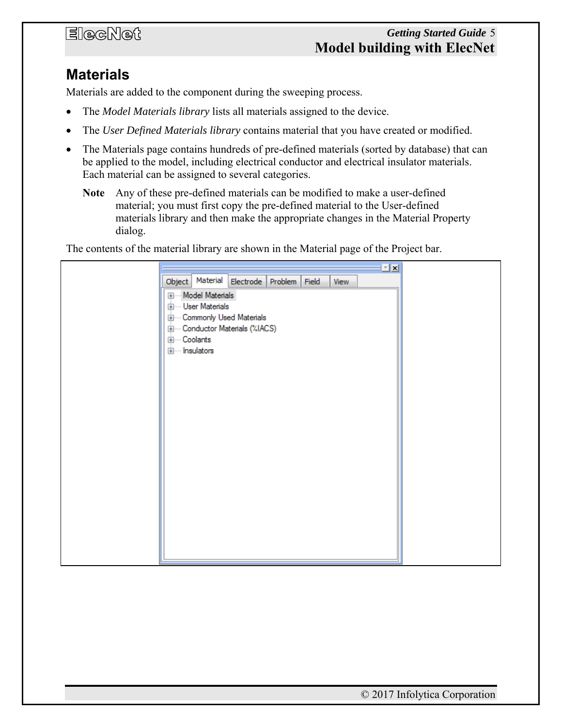## Materials

Materials are added to the component during the sweeping process.

- The *Model Materials library* lists all materials assigned to the device.
- The *User Defined Materials library* contains material that you have created or modified.
- The Materials page contains hundreds of pre-defined materials (sorted by database) that can be applied to the model, including electrical conductor and electrical insulator materials. Each material can be assigned to several categories.

  **Note** Any of these pre-defined materials can be modified to make a user-defined material; you must first copy the pre-defined material to the User-defined materials library and then make the appropriate changes in the Material Property dialog.

The contents of the material library are shown in the Material page of the Project bar.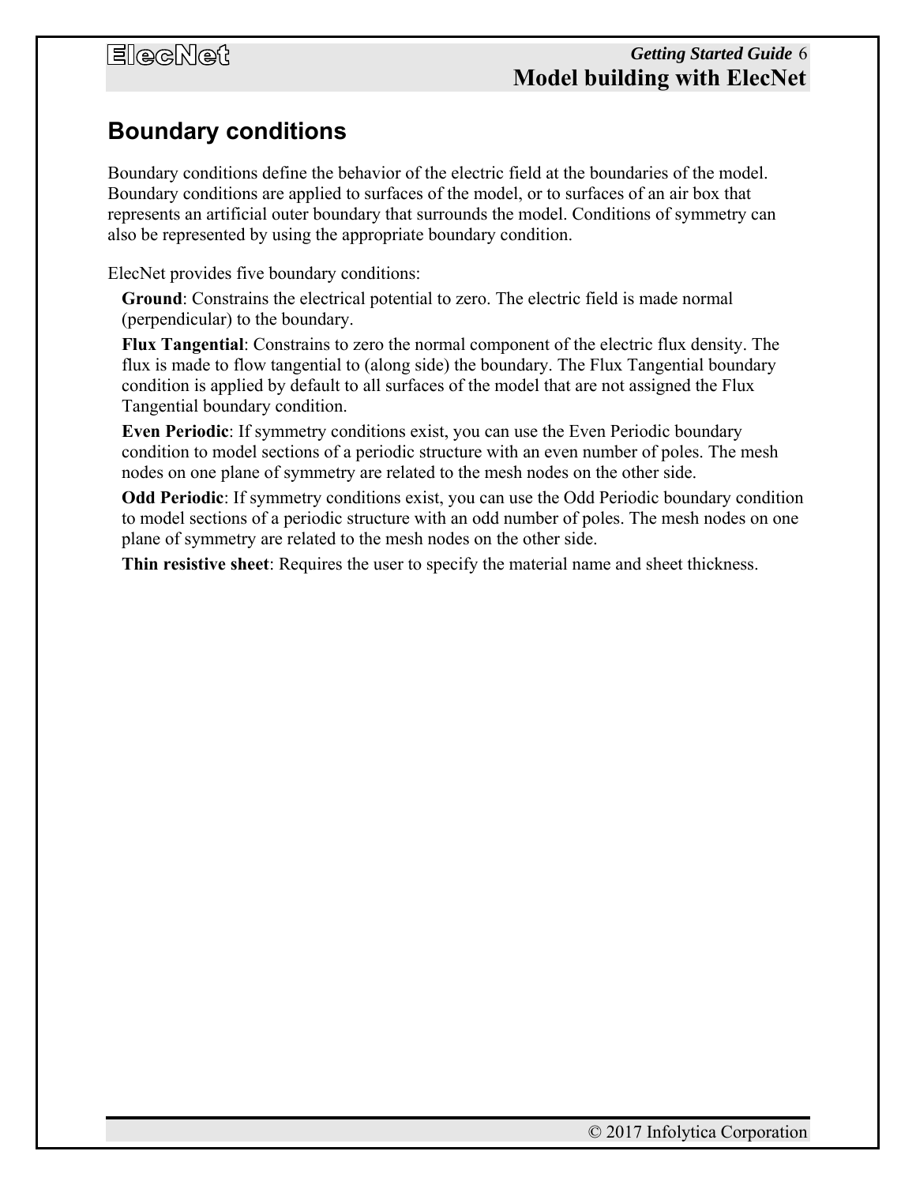## Boundary conditions

Boundary conditions define the behavior of the electric field at the boundaries of the model. Boundary conditions are applied to surfaces of the model, or to surfaces of an air box that represents an artificial outer boundary that surrounds the model. Conditions of symmetry can also be represented by using the appropriate boundary condition.

ElecNet provides five boundary conditions:

**Ground**: Constrains the electrical potential to zero. The electric field is made normal (perpendicular) to the boundary.

**Flux Tangential**: Constrains to zero the normal component of the electric flux density. The flux is made to flow tangential to (along side) the boundary. The Flux Tangential boundary condition is applied by default to all surfaces of the model that are not assigned the Flux Tangential boundary condition.

**Even Periodic**: If symmetry conditions exist, you can use the Even Periodic boundary condition to model sections of a periodic structure with an even number of poles. The mesh nodes on one plane of symmetry are related to the mesh nodes on the other side.

**Odd Periodic**: If symmetry conditions exist, you can use the Odd Periodic boundary condition to model sections of a periodic structure with an odd number of poles. The mesh nodes on one plane of symmetry are related to the mesh nodes on the other side.

**Thin resistive sheet**: Requires the user to specify the material name and sheet thickness.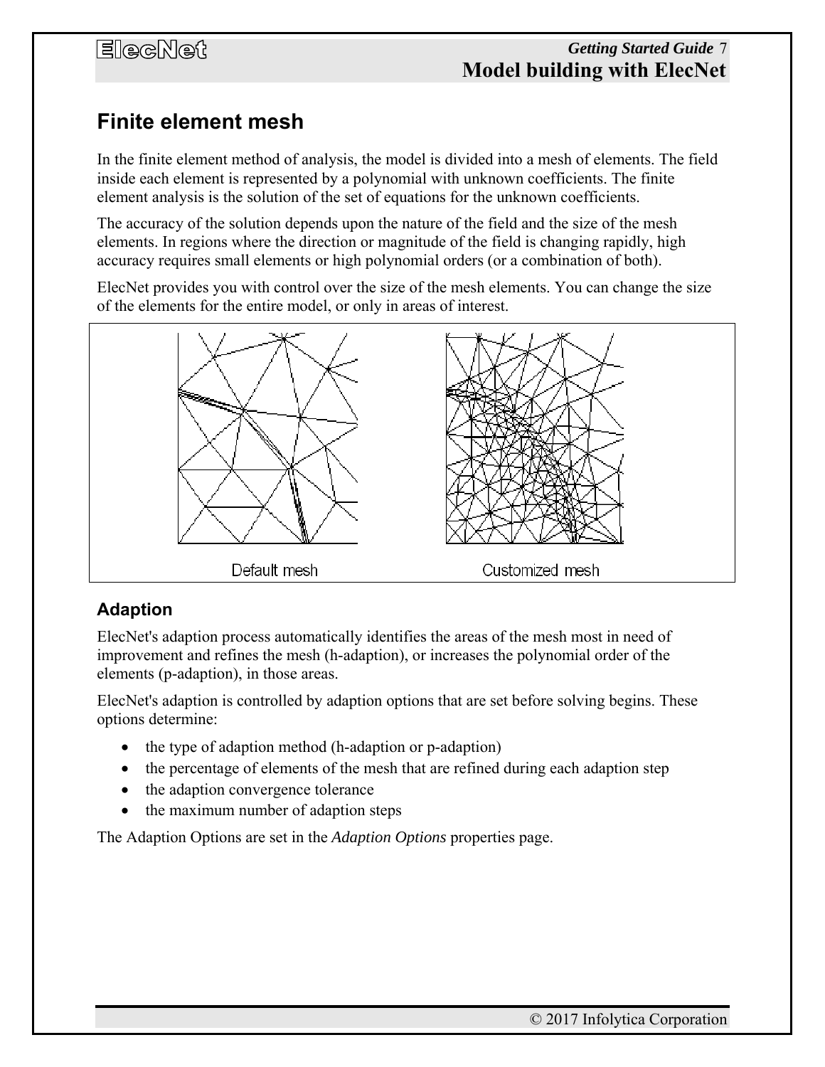# Finite element mesh

In the finite element method of analysis, the model is divided into a mesh of elements. The field inside each element is represented by a polynomial with unknown coefficients. The finite element analysis is the solution of the set of equations for the unknown coefficients.

The accuracy of the solution depends upon the nature of the field and the size of the mesh elements. In regions where the direction or magnitude of the field is changing rapidly, high accuracy requires small elements or high polynomial orders (or a combination of both).

ElecNet provides you with control over the size of the mesh elements. You can change the size of the elements for the entire model, or only in areas of interest.

Default mesh　　　　Customized mesh

## Adaption

ElecNet's adaption process automatically identifies the areas of the mesh most in need of improvement and refines the mesh (h-adaption), or increases the polynomial order of the elements (p-adaption), in those areas.

ElecNet's adaption is controlled by adaption options that are set before solving begins. These options determine:

- the type of adaption method (h-adaption or p-adaption)
- the percentage of elements of the mesh that are refined during each adaption step
- the adaption convergence tolerance
- the maximum number of adaption steps

The Adaption Options are set in the *Adaption Options* properties page.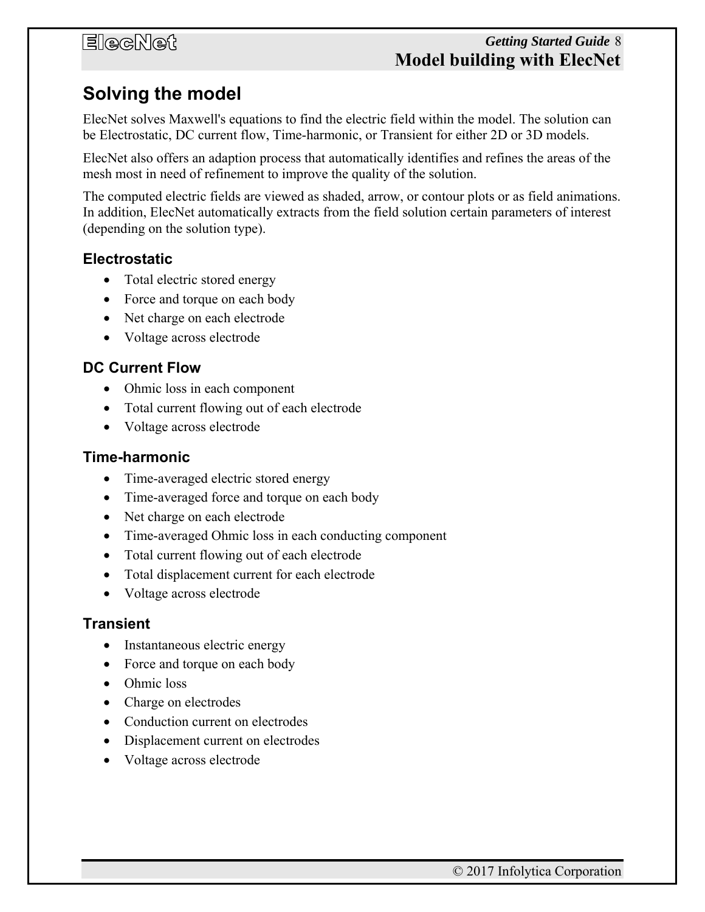## Solving the model

ElecNet solves Maxwell's equations to find the electric field within the model. The solution can be Electrostatic, DC current flow, Time-harmonic, or Transient for either 2D or 3D models.

ElecNet also offers an adaption process that automatically identifies and refines the areas of the mesh most in need of refinement to improve the quality of the solution.

The computed electric fields are viewed as shaded, arrow, or contour plots or as field animations. In addition, ElecNet automatically extracts from the field solution certain parameters of interest (depending on the solution type).

### Electrostatic

- Total electric stored energy
- Force and torque on each body
- Net charge on each electrode
- Voltage across electrode

### DC Current Flow

- Ohmic loss in each component
- Total current flowing out of each electrode
- Voltage across electrode

### Time-harmonic

- Time-averaged electric stored energy
- Time-averaged force and torque on each body
- Net charge on each electrode
- Time-averaged Ohmic loss in each conducting component
- Total current flowing out of each electrode
- Total displacement current for each electrode
- Voltage across electrode

### Transient

- Instantaneous electric energy
- Force and torque on each body
- Ohmic loss
- Charge on electrodes
- Conduction current on electrodes
- Displacement current on electrodes
- Voltage across electrode